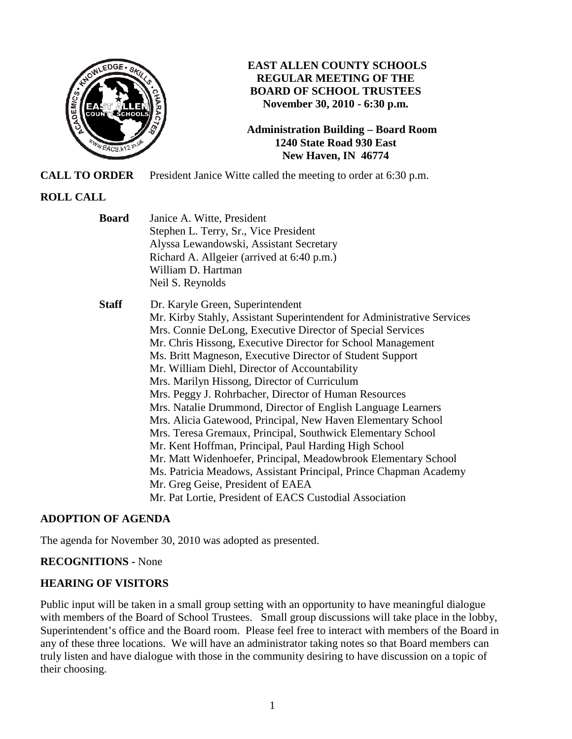# EAST ALLEN COUNTY SCHOOLS
## REGULAR MEETING OF THE BOARD OF SCHOOL TRUSTEES
**November 30, 2010 - 6:30 p.m.**

**Administration Building – Board Room**
**1240 State Road 930 East**
**New Haven, IN 46774**

**CALL TO ORDER** President Janice Witte called the meeting to order at 6:30 p.m.

**ROLL CALL**

**Board**
Janice A. Witte, President
Stephen L. Terry, Sr., Vice President
Alyssa Lewandowski, Assistant Secretary
Richard A. Allgeier (arrived at 6:40 p.m.)
William D. Hartman
Neil S. Reynolds

**Staff**
Dr. Karyle Green, Superintendent
Mr. Kirby Stahly, Assistant Superintendent for Administrative Services
Mrs. Connie DeLong, Executive Director of Special Services
Mr. Chris Hissong, Executive Director for School Management
Ms. Britt Magneson, Executive Director of Student Support
Mr. William Diehl, Director of Accountability
Mrs. Marilyn Hissong, Director of Curriculum
Mrs. Peggy J. Rohrbacher, Director of Human Resources
Mrs. Natalie Drummond, Director of English Language Learners
Mrs. Alicia Gatewood, Principal, New Haven Elementary School
Mrs. Teresa Gremaux, Principal, Southwick Elementary School
Mr. Kent Hoffman, Principal, Paul Harding High School
Mr. Matt Widenhoefer, Principal, Meadowbrook Elementary School
Ms. Patricia Meadows, Assistant Principal, Prince Chapman Academy
Mr. Greg Geise, President of EAEA
Mr. Pat Lortie, President of EACS Custodial Association

**ADOPTION OF AGENDA**

The agenda for November 30, 2010 was adopted as presented.

**RECOGNITIONS -** None

**HEARING OF VISITORS**

Public input will be taken in a small group setting with an opportunity to have meaningful dialogue with members of the Board of School Trustees. Small group discussions will take place in the lobby, Superintendent's office and the Board room. Please feel free to interact with members of the Board in any of these three locations. We will have an administrator taking notes so that Board members can truly listen and have dialogue with those in the community desiring to have discussion on a topic of their choosing.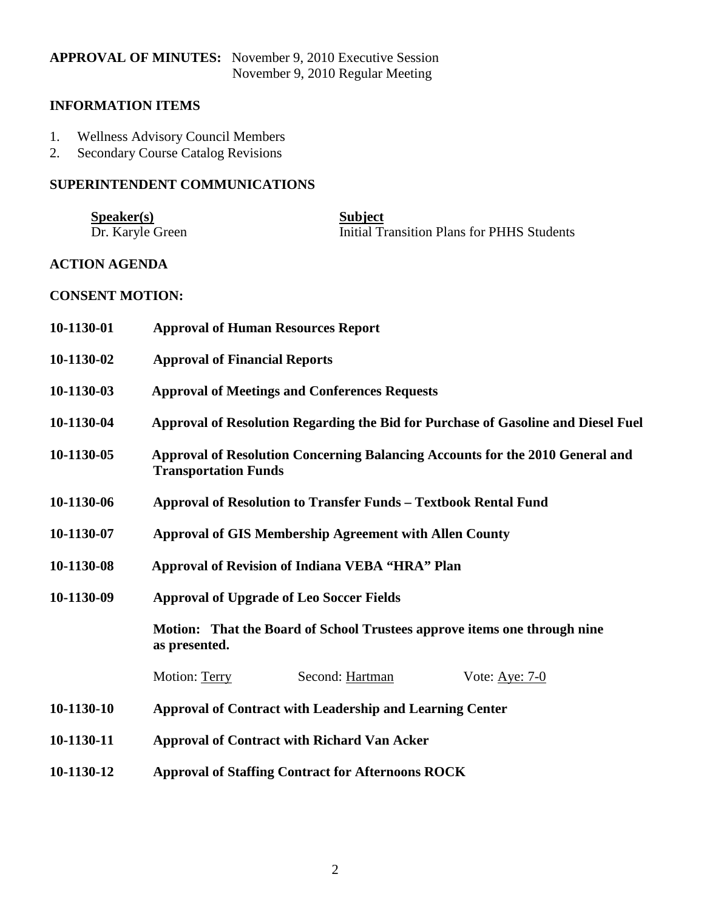**APPROVAL OF MINUTES:** November 9, 2010 Executive Session
November 9, 2010 Regular Meeting

## INFORMATION ITEMS

1. Wellness Advisory Council Members
2. Secondary Course Catalog Revisions

## SUPERINTENDENT COMMUNICATIONS

| **Speaker(s)** | **Subject** |
|---|---|
| Dr. Karyle Green | Initial Transition Plans for PHHS Students |

## ACTION AGENDA

## CONSENT MOTION:

**10-1130-01** **Approval of Human Resources Report**

**10-1130-02** **Approval of Financial Reports**

**10-1130-03** **Approval of Meetings and Conferences Requests**

**10-1130-04** **Approval of Resolution Regarding the Bid for Purchase of Gasoline and Diesel Fuel**

**10-1130-05** **Approval of Resolution Concerning Balancing Accounts for the 2010 General and Transportation Funds**

**10-1130-06** **Approval of Resolution to Transfer Funds – Textbook Rental Fund**

**10-1130-07** **Approval of GIS Membership Agreement with Allen County**

**10-1130-08** **Approval of Revision of Indiana VEBA "HRA" Plan**

**10-1130-09** **Approval of Upgrade of Leo Soccer Fields**

**Motion: That the Board of School Trustees approve items one through nine as presented.**

Motion: Terry Second: Hartman Vote: Aye: 7-0

**10-1130-10** **Approval of Contract with Leadership and Learning Center**

**10-1130-11** **Approval of Contract with Richard Van Acker**

**10-1130-12** **Approval of Staffing Contract for Afternoons ROCK**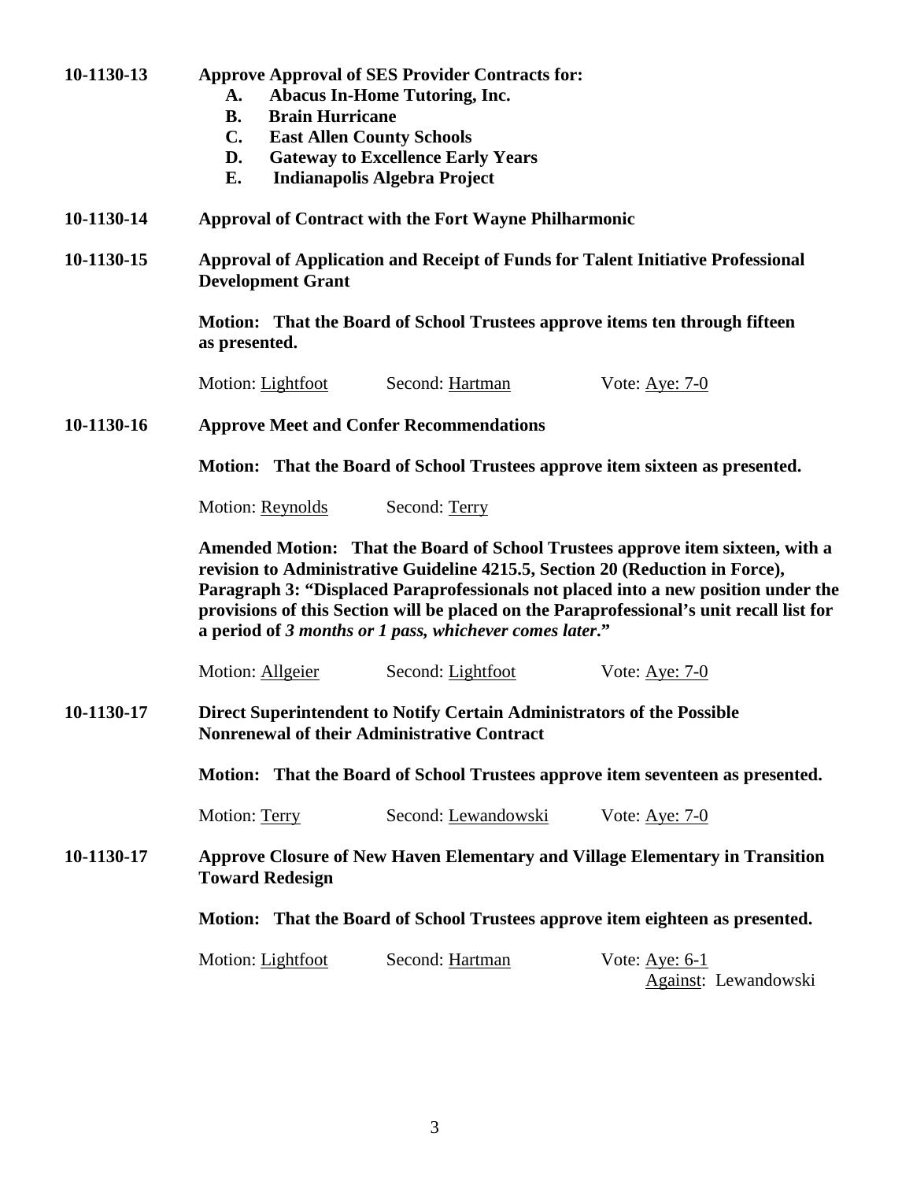**10-1130-13 Approve Approval of SES Provider Contracts for:**

- **A. Abacus In-Home Tutoring, Inc.**
- **B. Brain Hurricane**
- **C. East Allen County Schools**
- **D. Gateway to Excellence Early Years**
- **E. Indianapolis Algebra Project**

**10-1130-14 Approval of Contract with the Fort Wayne Philharmonic**

**10-1130-15 Approval of Application and Receipt of Funds for Talent Initiative Professional Development Grant**

**Motion: That the Board of School Trustees approve items ten through fifteen as presented.**

Motion: Lightfoot    Second: Hartman    Vote: Aye: 7-0

**10-1130-16 Approve Meet and Confer Recommendations**

**Motion: That the Board of School Trustees approve item sixteen as presented.**

Motion: Reynolds    Second: Terry

**Amended Motion: That the Board of School Trustees approve item sixteen, with a revision to Administrative Guideline 4215.5, Section 20 (Reduction in Force), Paragraph 3: "Displaced Paraprofessionals not placed into a new position under the provisions of this Section will be placed on the Paraprofessional's unit recall list for a period of *3 months or 1 pass, whichever comes later*."**

Motion: Allgeier    Second: Lightfoot    Vote: Aye: 7-0

**10-1130-17 Direct Superintendent to Notify Certain Administrators of the Possible Nonrenewal of their Administrative Contract**

**Motion: That the Board of School Trustees approve item seventeen as presented.**

Motion: Terry    Second: Lewandowski    Vote: Aye: 7-0

**10-1130-17 Approve Closure of New Haven Elementary and Village Elementary in Transition Toward Redesign**

**Motion: That the Board of School Trustees approve item eighteen as presented.**

Motion: Lightfoot    Second: Hartman    Vote: Aye: 6-1
Against: Lewandowski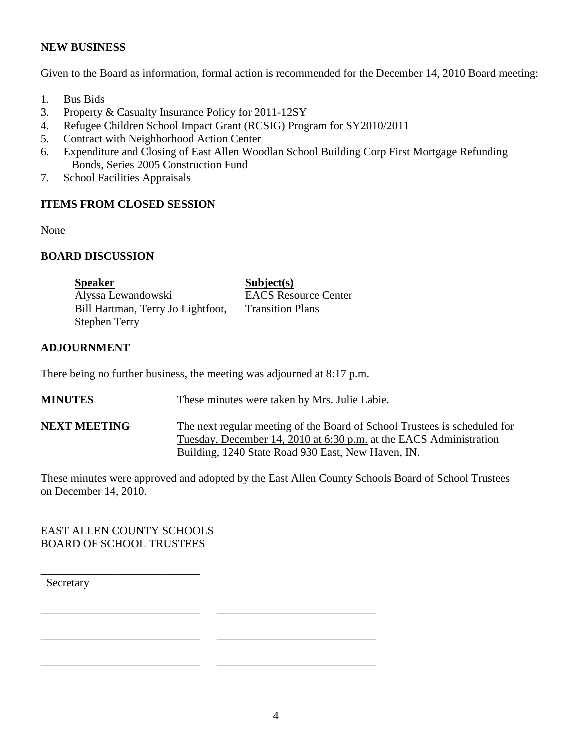**NEW BUSINESS**

Given to the Board as information, formal action is recommended for the December 14, 2010 Board meeting:

1. Bus Bids
3. Property & Casualty Insurance Policy for 2011-12SY
4. Refugee Children School Impact Grant (RCSIG) Program for SY2010/2011
5. Contract with Neighborhood Action Center
6. Expenditure and Closing of East Allen Woodlan School Building Corp First Mortgage Refunding Bonds, Series 2005 Construction Fund
7. School Facilities Appraisals

**ITEMS FROM CLOSED SESSION**

None

**BOARD DISCUSSION**

| Speaker | Subject(s) |
|---|---|
| Alyssa Lewandowski | EACS Resource Center |
| Bill Hartman, Terry Jo Lightfoot, Stephen Terry | Transition Plans |

**ADJOURNMENT**

There being no further business, the meeting was adjourned at 8:17 p.m.

**MINUTES** These minutes were taken by Mrs. Julie Labie.

**NEXT MEETING** The next regular meeting of the Board of School Trustees is scheduled for Tuesday, December 14, 2010 at 6:30 p.m. at the EACS Administration Building, 1240 State Road 930 East, New Haven, IN.

These minutes were approved and adopted by the East Allen County Schools Board of School Trustees on December 14, 2010.

EAST ALLEN COUNTY SCHOOLS
BOARD OF SCHOOL TRUSTEES

____________________________
Secretary

____________________________ ____________________________

____________________________ ____________________________

____________________________ ____________________________